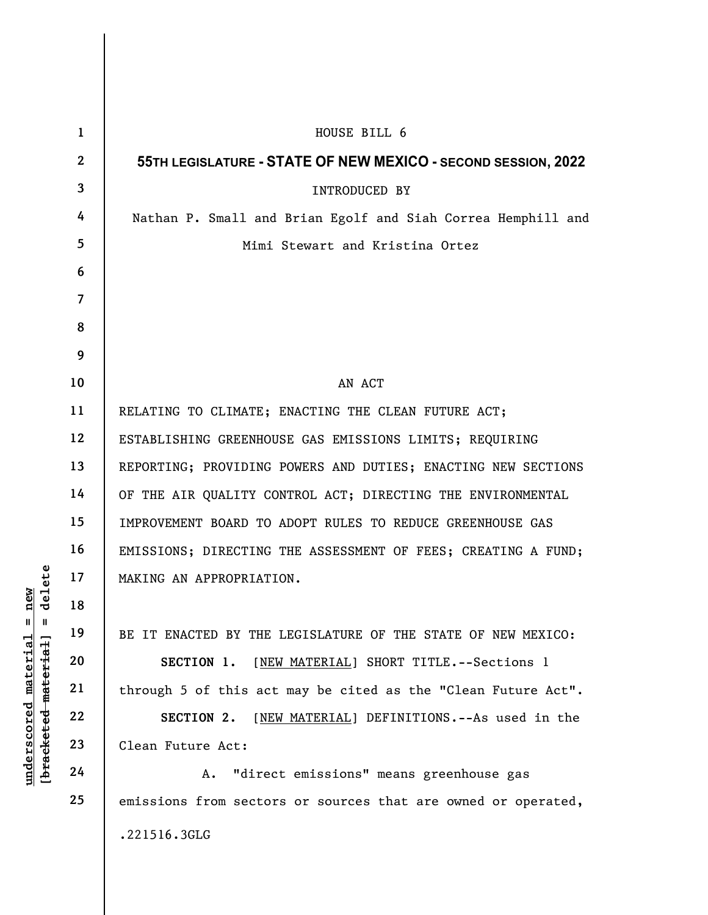HOUSE BILL 6

**55TH LEGISLATURE - STATE OF NEW MEXICO - SECOND SESSION, 2022**

INTRODUCED BY

Nathan P. Small and Brian Egolf and Siah Correa Hemphill and Mimi Stewart and Kristina Ortez

AN ACT

RELATING TO CLIMATE; ENACTING THE CLEAN FUTURE ACT; ESTABLISHING GREENHOUSE GAS EMISSIONS LIMITS; REQUIRING REPORTING; PROVIDING POWERS AND DUTIES; ENACTING NEW SECTIONS OF THE AIR QUALITY CONTROL ACT; DIRECTING THE ENVIRONMENTAL IMPROVEMENT BOARD TO ADOPT RULES TO REDUCE GREENHOUSE GAS EMISSIONS; DIRECTING THE ASSESSMENT OF FEES; CREATING A FUND; MAKING AN APPROPRIATION.

BE IT ENACTED BY THE LEGISLATURE OF THE STATE OF NEW MEXICO:

**SECTION 1.** [NEW MATERIAL] SHORT TITLE.--Sections 1 through 5 of this act may be cited as the "Clean Future Act".

**SECTION 2.** [NEW MATERIAL] DEFINITIONS.--As used in the Clean Future Act:

A. "direct emissions" means greenhouse gas emissions from sectors or sources that are owned or operated,

.221516.3GLG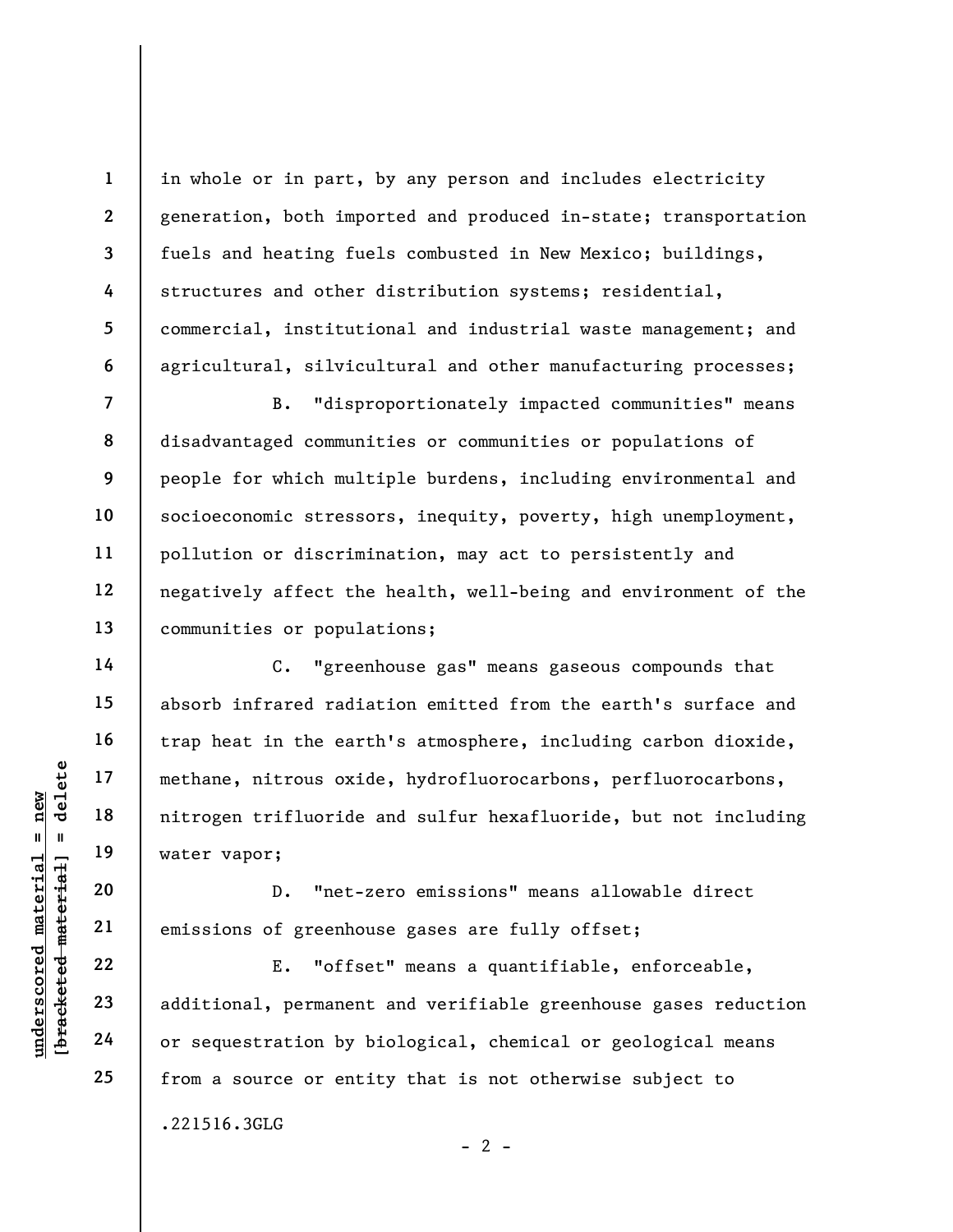in whole or in part, by any person and includes electricity generation, both imported and produced in-state; transportation fuels and heating fuels combusted in New Mexico; buildings, structures and other distribution systems; residential, commercial, institutional and industrial waste management; and agricultural, silvicultural and other manufacturing processes;

B. "disproportionately impacted communities" means disadvantaged communities or communities or populations of people for which multiple burdens, including environmental and socioeconomic stressors, inequity, poverty, high unemployment, pollution or discrimination, may act to persistently and negatively affect the health, well-being and environment of the communities or populations;

C. "greenhouse gas" means gaseous compounds that absorb infrared radiation emitted from the earth's surface and trap heat in the earth's atmosphere, including carbon dioxide, methane, nitrous oxide, hydrofluorocarbons, perfluorocarbons, nitrogen trifluoride and sulfur hexafluoride, but not including water vapor;

D. "net-zero emissions" means allowable direct emissions of greenhouse gases are fully offset;

E. "offset" means a quantifiable, enforceable, additional, permanent and verifiable greenhouse gases reduction or sequestration by biological, chemical or geological means from a source or entity that is not otherwise subject to

.221516.3GLG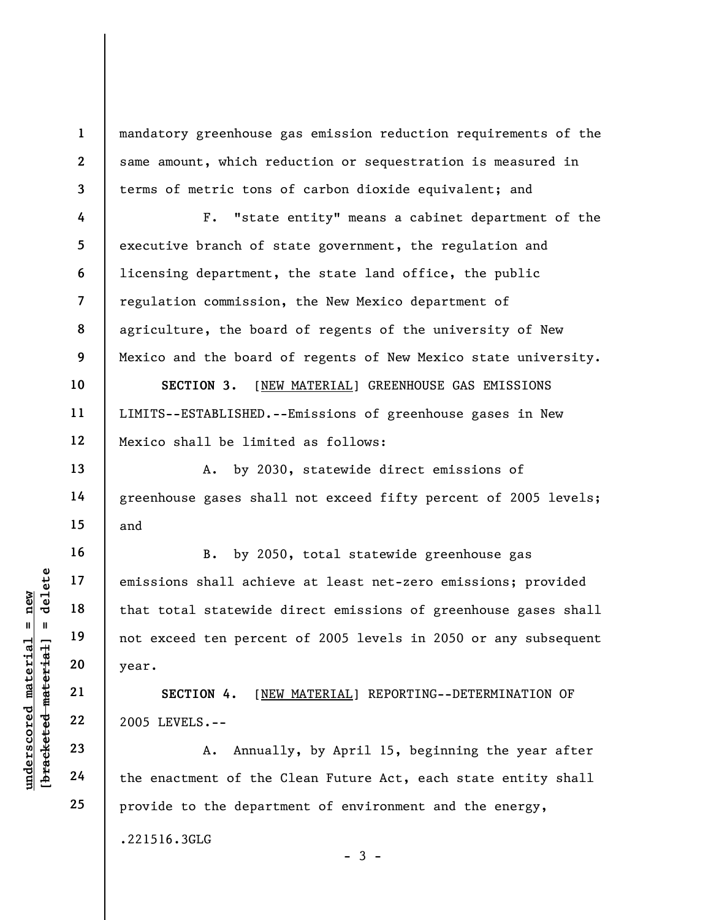mandatory greenhouse gas emission reduction requirements of the same amount, which reduction or sequestration is measured in terms of metric tons of carbon dioxide equivalent; and

F. "state entity" means a cabinet department of the executive branch of state government, the regulation and licensing department, the state land office, the public regulation commission, the New Mexico department of agriculture, the board of regents of the university of New Mexico and the board of regents of New Mexico state university.

**SECTION 3.** [NEW MATERIAL] GREENHOUSE GAS EMISSIONS LIMITS--ESTABLISHED.--Emissions of greenhouse gases in New Mexico shall be limited as follows:

A. by 2030, statewide direct emissions of greenhouse gases shall not exceed fifty percent of 2005 levels; and

B. by 2050, total statewide greenhouse gas emissions shall achieve at least net-zero emissions; provided that total statewide direct emissions of greenhouse gases shall not exceed ten percent of 2005 levels in 2050 or any subsequent year.

**SECTION 4.** [NEW MATERIAL] REPORTING--DETERMINATION OF 2005 LEVELS.--

A. Annually, by April 15, beginning the year after the enactment of the Clean Future Act, each state entity shall provide to the department of environment and the energy,

.221516.3GLG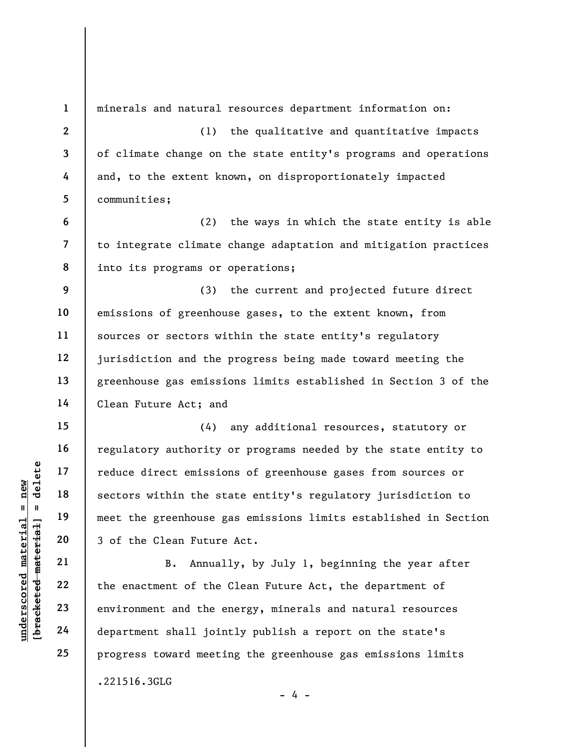minerals and natural resources department information on:

(1) the qualitative and quantitative impacts of climate change on the state entity's programs and operations and, to the extent known, on disproportionately impacted communities;

(2) the ways in which the state entity is able to integrate climate change adaptation and mitigation practices into its programs or operations;

(3) the current and projected future direct emissions of greenhouse gases, to the extent known, from sources or sectors within the state entity's regulatory jurisdiction and the progress being made toward meeting the greenhouse gas emissions limits established in Section 3 of the Clean Future Act; and

(4) any additional resources, statutory or regulatory authority or programs needed by the state entity to reduce direct emissions of greenhouse gases from sources or sectors within the state entity's regulatory jurisdiction to meet the greenhouse gas emissions limits established in Section 3 of the Clean Future Act.

B. Annually, by July 1, beginning the year after the enactment of the Clean Future Act, the department of environment and the energy, minerals and natural resources department shall jointly publish a report on the state's progress toward meeting the greenhouse gas emissions limits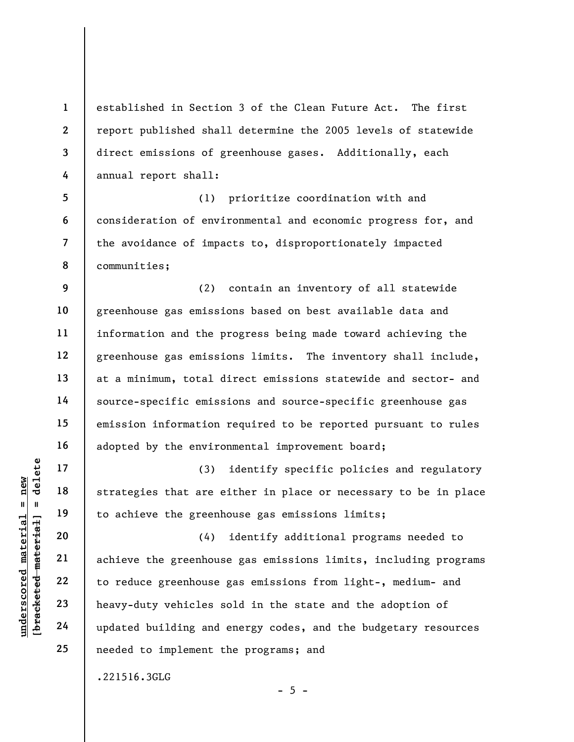established in Section 3 of the Clean Future Act. The first report published shall determine the 2005 levels of statewide direct emissions of greenhouse gases. Additionally, each annual report shall:

(1) prioritize coordination with and consideration of environmental and economic progress for, and the avoidance of impacts to, disproportionately impacted communities;

(2) contain an inventory of all statewide greenhouse gas emissions based on best available data and information and the progress being made toward achieving the greenhouse gas emissions limits. The inventory shall include, at a minimum, total direct emissions statewide and sector- and source-specific emissions and source-specific greenhouse gas emission information required to be reported pursuant to rules adopted by the environmental improvement board;

(3) identify specific policies and regulatory strategies that are either in place or necessary to be in place to achieve the greenhouse gas emissions limits;

(4) identify additional programs needed to achieve the greenhouse gas emissions limits, including programs to reduce greenhouse gas emissions from light-, medium- and heavy-duty vehicles sold in the state and the adoption of updated building and energy codes, and the budgetary resources needed to implement the programs; and

.221516.3GLG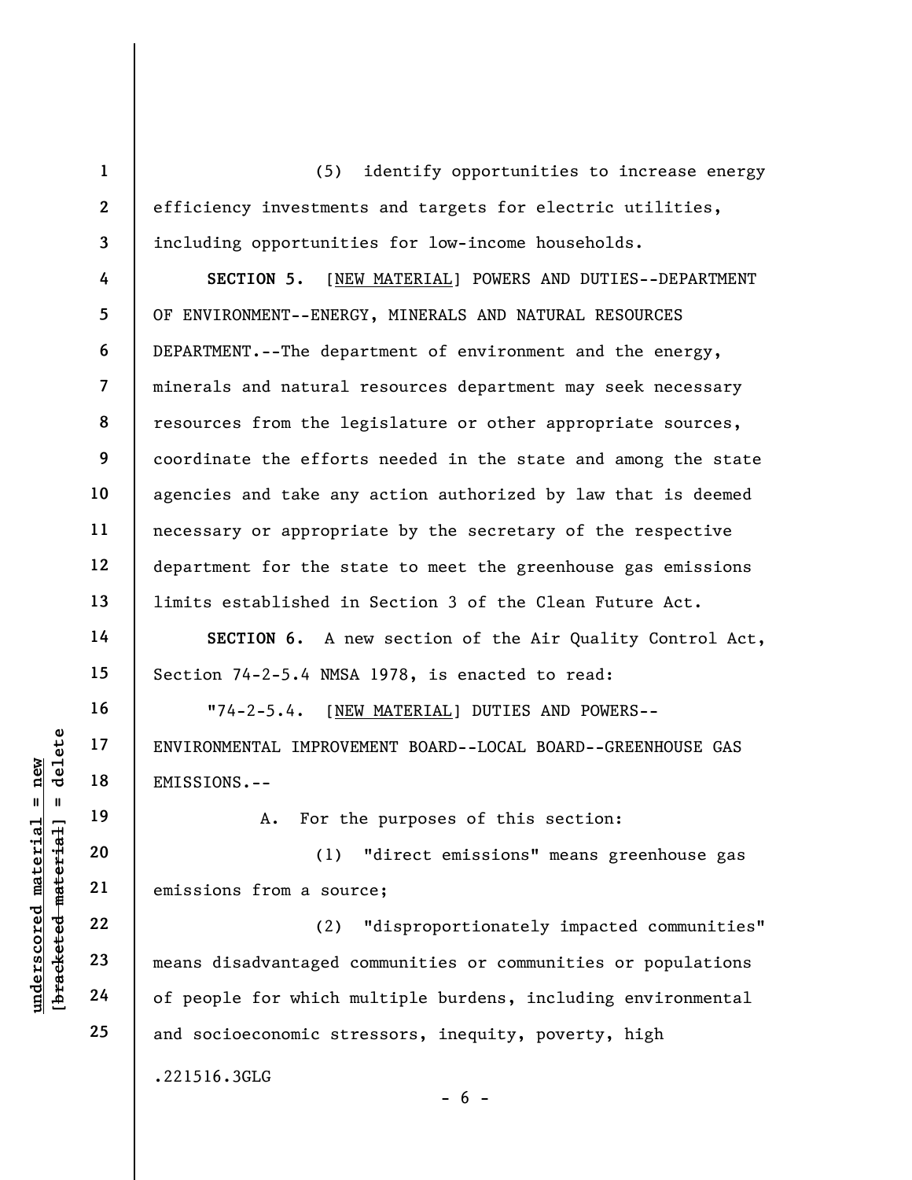(5) identify opportunities to increase energy efficiency investments and targets for electric utilities, including opportunities for low-income households.

**SECTION 5.** [NEW MATERIAL] POWERS AND DUTIES--DEPARTMENT OF ENVIRONMENT--ENERGY, MINERALS AND NATURAL RESOURCES DEPARTMENT.--The department of environment and the energy, minerals and natural resources department may seek necessary resources from the legislature or other appropriate sources, coordinate the efforts needed in the state and among the state agencies and take any action authorized by law that is deemed necessary or appropriate by the secretary of the respective department for the state to meet the greenhouse gas emissions limits established in Section 3 of the Clean Future Act.

**SECTION 6.** A new section of the Air Quality Control Act, Section 74-2-5.4 NMSA 1978, is enacted to read:

"74-2-5.4. [NEW MATERIAL] DUTIES AND POWERS--ENVIRONMENTAL IMPROVEMENT BOARD--LOCAL BOARD--GREENHOUSE GAS EMISSIONS.--

A. For the purposes of this section:

(1) "direct emissions" means greenhouse gas emissions from a source;

(2) "disproportionately impacted communities" means disadvantaged communities or communities or populations of people for which multiple burdens, including environmental and socioeconomic stressors, inequity, poverty, high

.221516.3GLG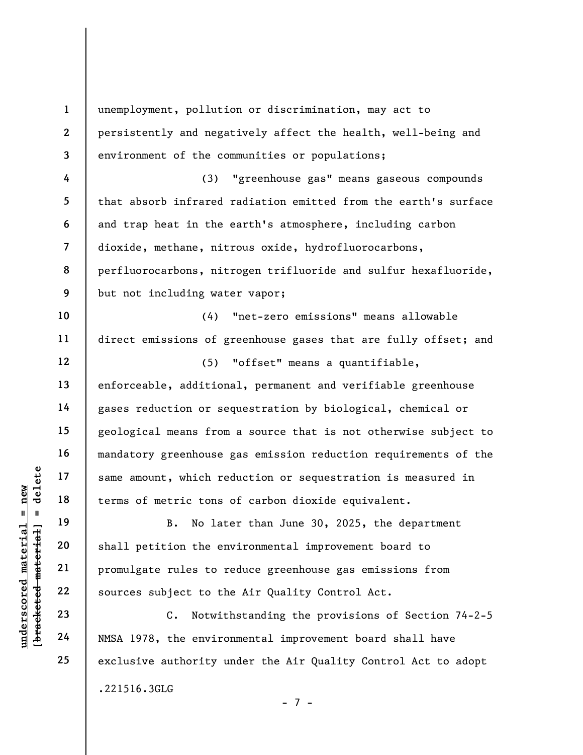unemployment, pollution or discrimination, may act to persistently and negatively affect the health, well-being and environment of the communities or populations;

(3) "greenhouse gas" means gaseous compounds that absorb infrared radiation emitted from the earth's surface and trap heat in the earth's atmosphere, including carbon dioxide, methane, nitrous oxide, hydrofluorocarbons, perfluorocarbons, nitrogen trifluoride and sulfur hexafluoride, but not including water vapor;

(4) "net-zero emissions" means allowable direct emissions of greenhouse gases that are fully offset; and

(5) "offset" means a quantifiable, enforceable, additional, permanent and verifiable greenhouse gases reduction or sequestration by biological, chemical or geological means from a source that is not otherwise subject to mandatory greenhouse gas emission reduction requirements of the same amount, which reduction or sequestration is measured in terms of metric tons of carbon dioxide equivalent.

B. No later than June 30, 2025, the department shall petition the environmental improvement board to promulgate rules to reduce greenhouse gas emissions from sources subject to the Air Quality Control Act.

C. Notwithstanding the provisions of Section 74-2-5 NMSA 1978, the environmental improvement board shall have exclusive authority under the Air Quality Control Act to adopt

.221516.3GLG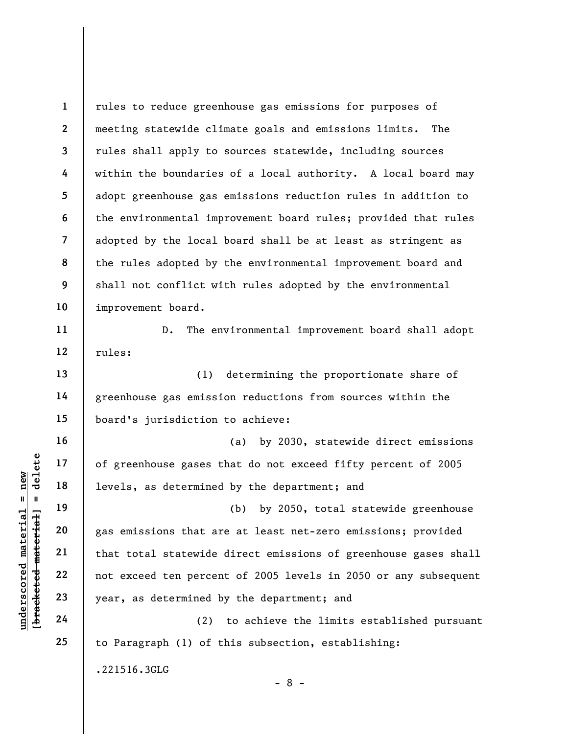rules to reduce greenhouse gas emissions for purposes of meeting statewide climate goals and emissions limits. The rules shall apply to sources statewide, including sources within the boundaries of a local authority. A local board may adopt greenhouse gas emissions reduction rules in addition to the environmental improvement board rules; provided that rules adopted by the local board shall be at least as stringent as the rules adopted by the environmental improvement board and shall not conflict with rules adopted by the environmental improvement board.

D. The environmental improvement board shall adopt rules:

(1) determining the proportionate share of greenhouse gas emission reductions from sources within the board's jurisdiction to achieve:

(a) by 2030, statewide direct emissions of greenhouse gases that do not exceed fifty percent of 2005 levels, as determined by the department; and

(b) by 2050, total statewide greenhouse gas emissions that are at least net-zero emissions; provided that total statewide direct emissions of greenhouse gases shall not exceed ten percent of 2005 levels in 2050 or any subsequent year, as determined by the department; and

(2) to achieve the limits established pursuant to Paragraph (1) of this subsection, establishing:

.221516.3GLG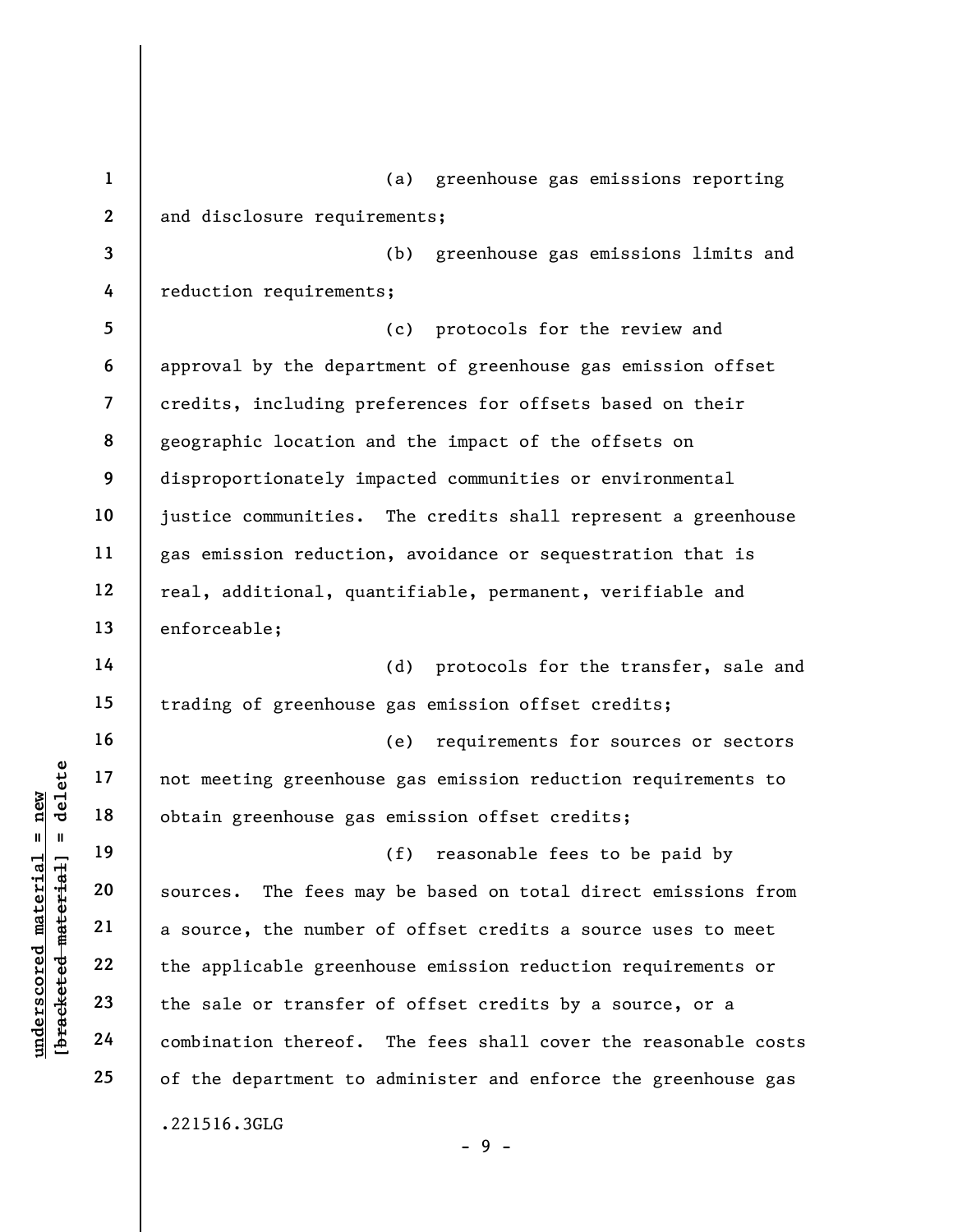(a) greenhouse gas emissions reporting and disclosure requirements;

(b) greenhouse gas emissions limits and reduction requirements;

(c) protocols for the review and approval by the department of greenhouse gas emission offset credits, including preferences for offsets based on their geographic location and the impact of the offsets on disproportionately impacted communities or environmental justice communities. The credits shall represent a greenhouse gas emission reduction, avoidance or sequestration that is real, additional, quantifiable, permanent, verifiable and enforceable;

(d) protocols for the transfer, sale and trading of greenhouse gas emission offset credits;

(e) requirements for sources or sectors not meeting greenhouse gas emission reduction requirements to obtain greenhouse gas emission offset credits;

(f) reasonable fees to be paid by sources. The fees may be based on total direct emissions from a source, the number of offset credits a source uses to meet the applicable greenhouse emission reduction requirements or the sale or transfer of offset credits by a source, or a combination thereof. The fees shall cover the reasonable costs of the department to administer and enforce the greenhouse gas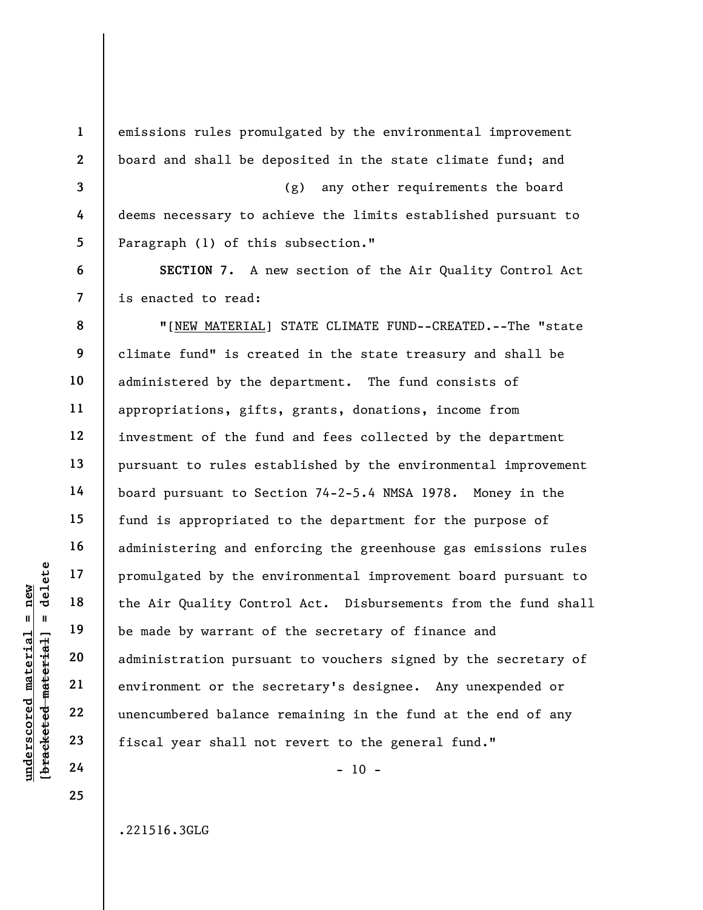emissions rules promulgated by the environmental improvement board and shall be deposited in the state climate fund; and

(g) any other requirements the board deems necessary to achieve the limits established pursuant to Paragraph (1) of this subsection."

**SECTION 7.** A new section of the Air Quality Control Act is enacted to read:

"[<u>NEW MATERIAL</u>] STATE CLIMATE FUND--CREATED.--The "state climate fund" is created in the state treasury and shall be administered by the department. The fund consists of appropriations, gifts, grants, donations, income from investment of the fund and fees collected by the department pursuant to rules established by the environmental improvement board pursuant to Section 74-2-5.4 NMSA 1978. Money in the fund is appropriated to the department for the purpose of administering and enforcing the greenhouse gas emissions rules promulgated by the environmental improvement board pursuant to the Air Quality Control Act. Disbursements from the fund shall be made by warrant of the secretary of finance and administration pursuant to vouchers signed by the secretary of environment or the secretary's designee. Any unexpended or unencumbered balance remaining in the fund at the end of any fiscal year shall not revert to the general fund."

.221516.3GLG